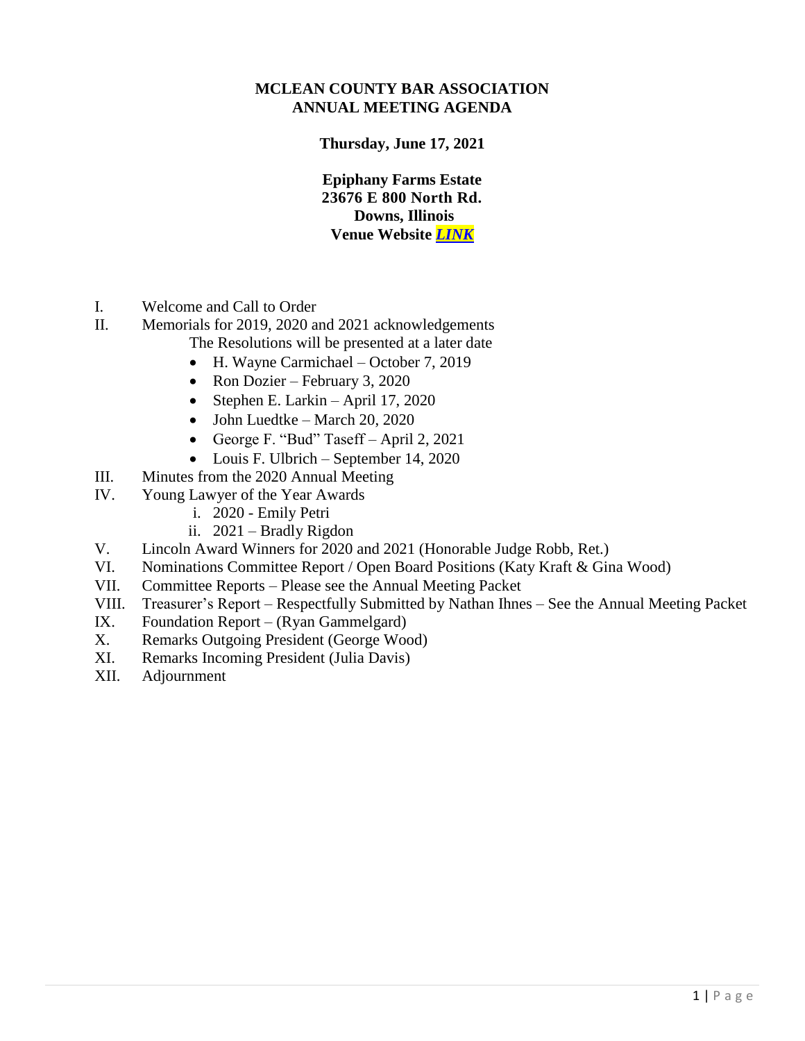# MCLEAN COUNTY BAR ASSOCIATION
# ANNUAL MEETING AGENDA

**Thursday, June 17, 2021**

**Epiphany Farms Estate**
**23676 E 800 North Rd.**
**Downs, Illinois**
**Venue Website *LINK***

I. Welcome and Call to Order
II. Memorials for 2019, 2020 and 2021 acknowledgements
   The Resolutions will be presented at a later date
   - H. Wayne Carmichael – October 7, 2019
   - Ron Dozier – February 3, 2020
   - Stephen E. Larkin – April 17, 2020
   - John Luedtke – March 20, 2020
   - George F. "Bud" Taseff – April 2, 2021
   - Louis F. Ulbrich – September 14, 2020
III. Minutes from the 2020 Annual Meeting
IV. Young Lawyer of the Year Awards
   i. 2020 - Emily Petri
   ii. 2021 – Bradly Rigdon
V. Lincoln Award Winners for 2020 and 2021 (Honorable Judge Robb, Ret.)
VI. Nominations Committee Report / Open Board Positions (Katy Kraft & Gina Wood)
VII. Committee Reports – Please see the Annual Meeting Packet
VIII. Treasurer's Report – Respectfully Submitted by Nathan Ihnes – See the Annual Meeting Packet
IX. Foundation Report – (Ryan Gammelgard)
X. Remarks Outgoing President (George Wood)
XI. Remarks Incoming President (Julia Davis)
XII. Adjournment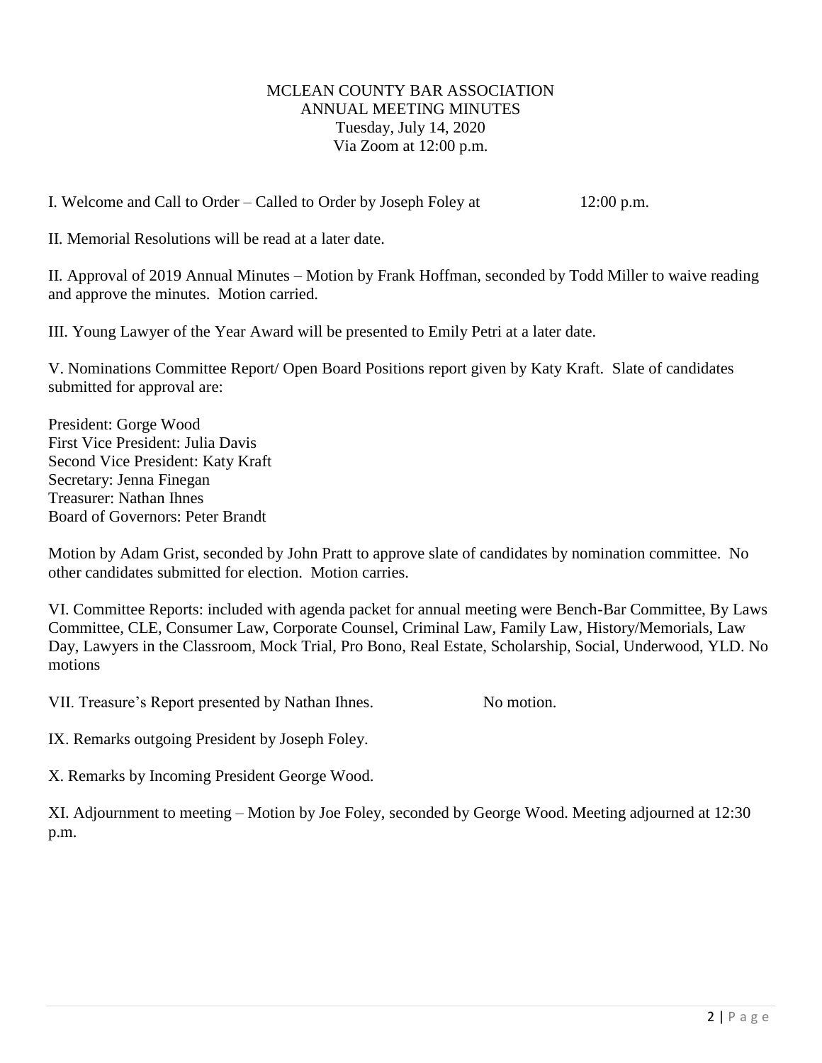MCLEAN COUNTY BAR ASSOCIATION
ANNUAL MEETING MINUTES
Tuesday, July 14, 2020
Via Zoom at 12:00 p.m.

I. Welcome and Call to Order – Called to Order by Joseph Foley at 12:00 p.m.

II. Memorial Resolutions will be read at a later date.

II. Approval of 2019 Annual Minutes – Motion by Frank Hoffman, seconded by Todd Miller to waive reading and approve the minutes. Motion carried.

III. Young Lawyer of the Year Award will be presented to Emily Petri at a later date.

V. Nominations Committee Report/ Open Board Positions report given by Katy Kraft. Slate of candidates submitted for approval are:

President: Gorge Wood
First Vice President: Julia Davis
Second Vice President: Katy Kraft
Secretary: Jenna Finegan
Treasurer: Nathan Ihnes
Board of Governors: Peter Brandt

Motion by Adam Grist, seconded by John Pratt to approve slate of candidates by nomination committee. No other candidates submitted for election. Motion carries.

VI. Committee Reports: included with agenda packet for annual meeting were Bench-Bar Committee, By Laws Committee, CLE, Consumer Law, Corporate Counsel, Criminal Law, Family Law, History/Memorials, Law Day, Lawyers in the Classroom, Mock Trial, Pro Bono, Real Estate, Scholarship, Social, Underwood, YLD. No motions

VII. Treasure's Report presented by Nathan Ihnes. No motion.

IX. Remarks outgoing President by Joseph Foley.

X. Remarks by Incoming President George Wood.

XI. Adjournment to meeting – Motion by Joe Foley, seconded by George Wood. Meeting adjourned at 12:30 p.m.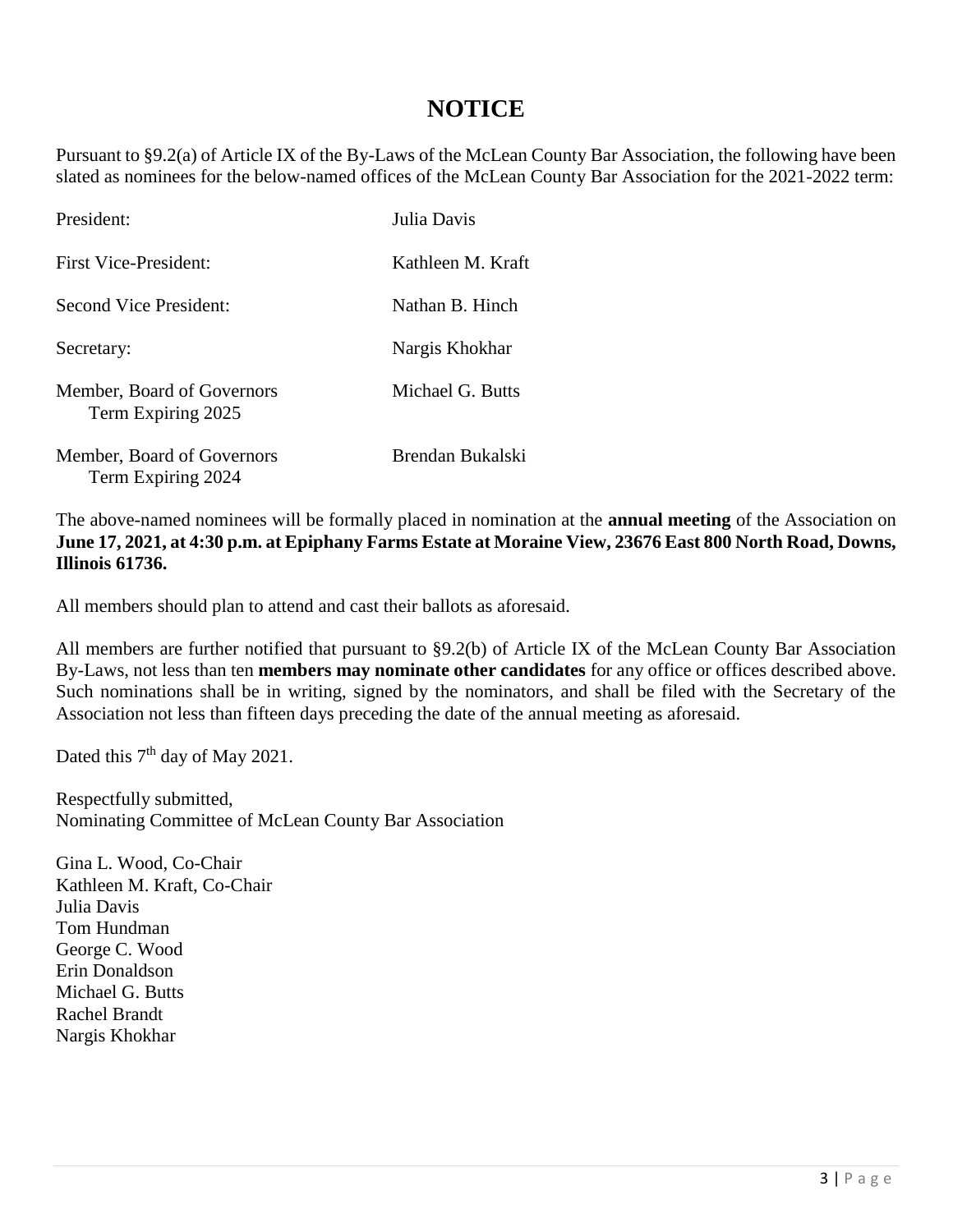# NOTICE

Pursuant to §9.2(a) of Article IX of the By-Laws of the McLean County Bar Association, the following have been slated as nominees for the below-named offices of the McLean County Bar Association for the 2021-2022 term:

| Office | Nominee |
|---|---|
| President: | Julia Davis |
| First Vice-President: | Kathleen M. Kraft |
| Second Vice President: | Nathan B. Hinch |
| Secretary: | Nargis Khokhar |
| Member, Board of Governors Term Expiring 2025 | Michael G. Butts |
| Member, Board of Governors Term Expiring 2024 | Brendan Bukalski |

The above-named nominees will be formally placed in nomination at the **annual meeting** of the Association on **June 17, 2021, at 4:30 p.m. at Epiphany Farms Estate at Moraine View, 23676 East 800 North Road, Downs, Illinois 61736.**

All members should plan to attend and cast their ballots as aforesaid.

All members are further notified that pursuant to §9.2(b) of Article IX of the McLean County Bar Association By-Laws, not less than ten **members may nominate other candidates** for any office or offices described above. Such nominations shall be in writing, signed by the nominators, and shall be filed with the Secretary of the Association not less than fifteen days preceding the date of the annual meeting as aforesaid.

Dated this 7th day of May 2021.

Respectfully submitted,
Nominating Committee of McLean County Bar Association

Gina L. Wood, Co-Chair
Kathleen M. Kraft, Co-Chair
Julia Davis
Tom Hundman
George C. Wood
Erin Donaldson
Michael G. Butts
Rachel Brandt
Nargis Khokhar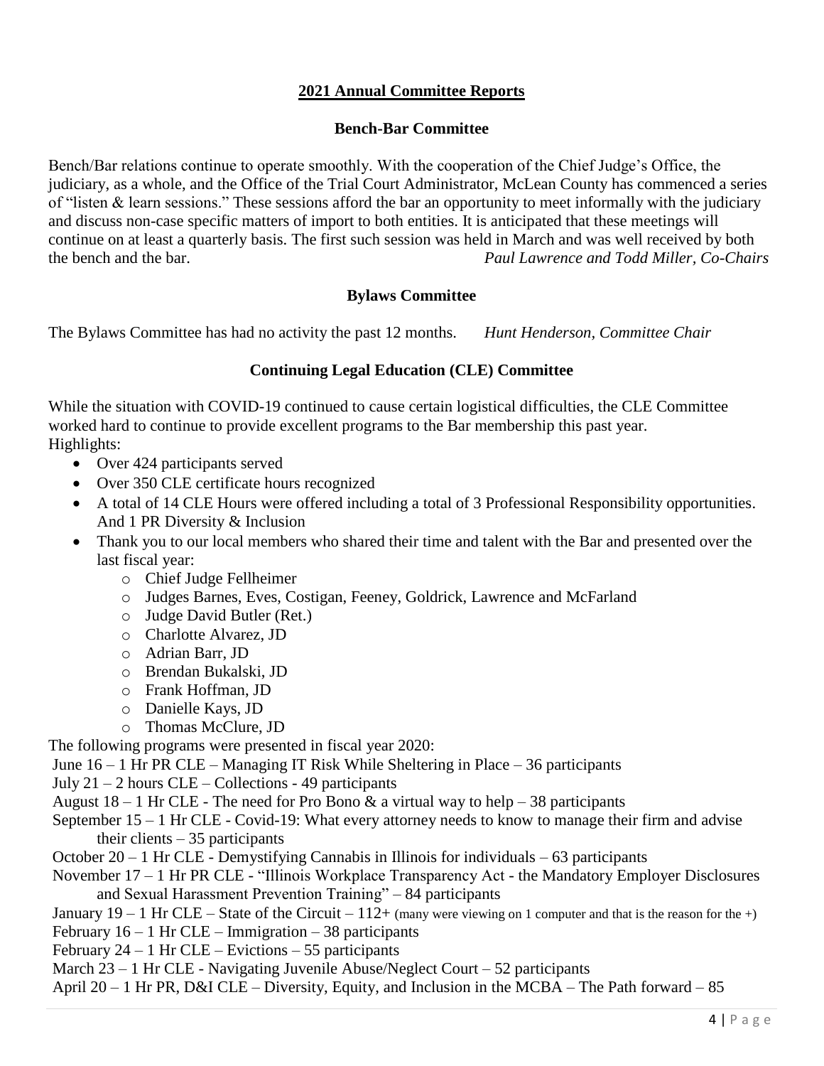## 2021 Annual Committee Reports

### Bench-Bar Committee

Bench/Bar relations continue to operate smoothly. With the cooperation of the Chief Judge's Office, the judiciary, as a whole, and the Office of the Trial Court Administrator, McLean County has commenced a series of "listen & learn sessions." These sessions afford the bar an opportunity to meet informally with the judiciary and discuss non-case specific matters of import to both entities. It is anticipated that these meetings will continue on at least a quarterly basis. The first such session was held in March and was well received by both the bench and the bar. *Paul Lawrence and Todd Miller, Co-Chairs*

### Bylaws Committee

The Bylaws Committee has had no activity the past 12 months. *Hunt Henderson, Committee Chair*

### Continuing Legal Education (CLE) Committee

While the situation with COVID-19 continued to cause certain logistical difficulties, the CLE Committee worked hard to continue to provide excellent programs to the Bar membership this past year.
Highlights:

- Over 424 participants served
- Over 350 CLE certificate hours recognized
- A total of 14 CLE Hours were offered including a total of 3 Professional Responsibility opportunities. And 1 PR Diversity & Inclusion
- Thank you to our local members who shared their time and talent with the Bar and presented over the last fiscal year:
  - Chief Judge Fellheimer
  - Judges Barnes, Eves, Costigan, Feeney, Goldrick, Lawrence and McFarland
  - Judge David Butler (Ret.)
  - Charlotte Alvarez, JD
  - Adrian Barr, JD
  - Brendan Bukalski, JD
  - Frank Hoffman, JD
  - Danielle Kays, JD
  - Thomas McClure, JD

The following programs were presented in fiscal year 2020:

June 16 – 1 Hr PR CLE – Managing IT Risk While Sheltering in Place – 36 participants
July 21 – 2 hours CLE – Collections - 49 participants
August 18 – 1 Hr CLE - The need for Pro Bono & a virtual way to help – 38 participants
September 15 – 1 Hr CLE - Covid-19: What every attorney needs to know to manage their firm and advise their clients – 35 participants
October 20 – 1 Hr CLE - Demystifying Cannabis in Illinois for individuals – 63 participants
November 17 – 1 Hr PR CLE - "Illinois Workplace Transparency Act - the Mandatory Employer Disclosures and Sexual Harassment Prevention Training" – 84 participants
January 19 – 1 Hr CLE – State of the Circuit – 112+ (many were viewing on 1 computer and that is the reason for the +)
February 16 – 1 Hr CLE – Immigration – 38 participants
February 24 – 1 Hr CLE – Evictions – 55 participants
March 23 – 1 Hr CLE - Navigating Juvenile Abuse/Neglect Court – 52 participants
April 20 – 1 Hr PR, D&I CLE – Diversity, Equity, and Inclusion in the MCBA – The Path forward – 85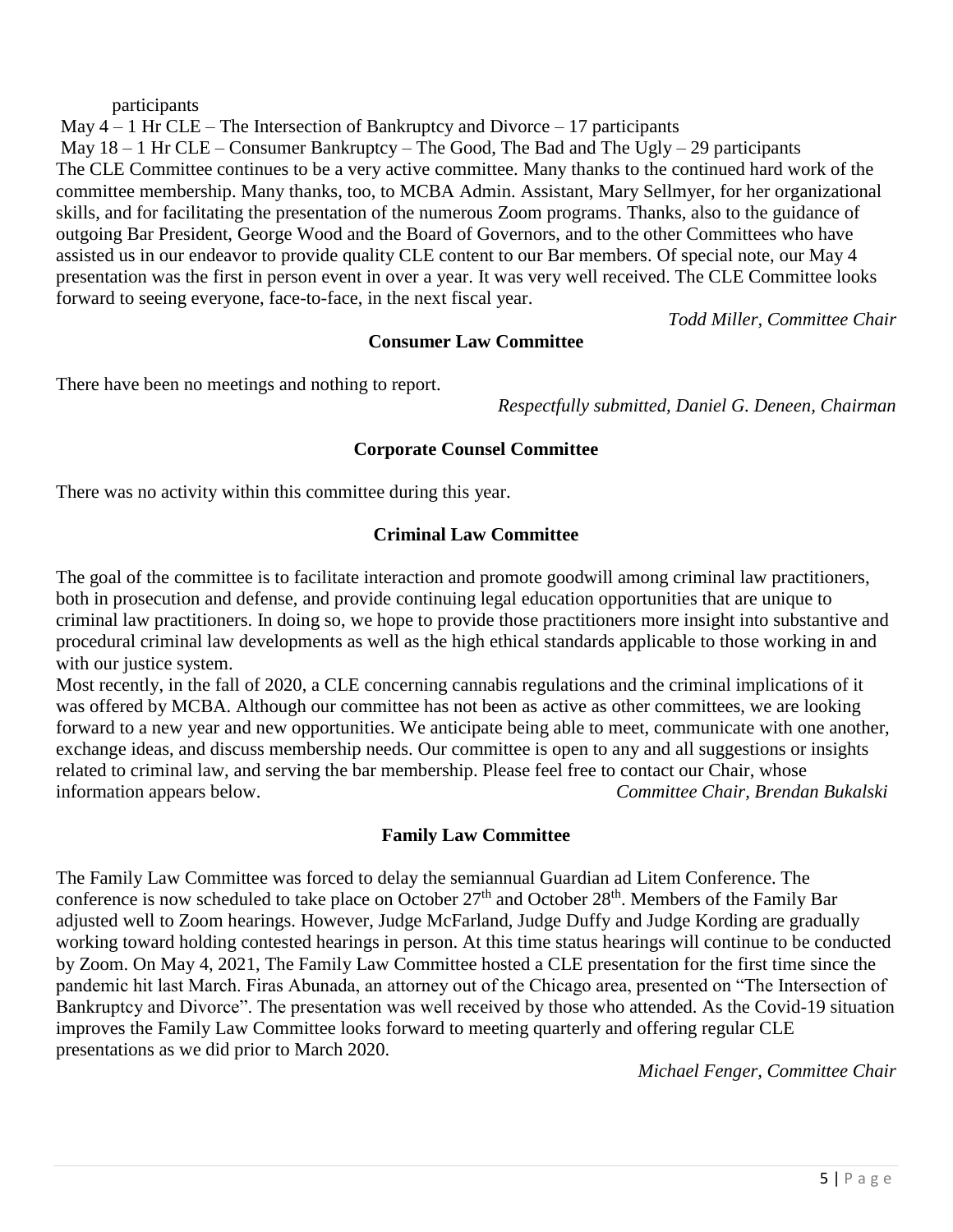participants

May 4 – 1 Hr CLE – The Intersection of Bankruptcy and Divorce – 17 participants

May 18 – 1 Hr CLE – Consumer Bankruptcy – The Good, The Bad and The Ugly – 29 participants

The CLE Committee continues to be a very active committee. Many thanks to the continued hard work of the committee membership. Many thanks, too, to MCBA Admin. Assistant, Mary Sellmyer, for her organizational skills, and for facilitating the presentation of the numerous Zoom programs. Thanks, also to the guidance of outgoing Bar President, George Wood and the Board of Governors, and to the other Committees who have assisted us in our endeavor to provide quality CLE content to our Bar members. Of special note, our May 4 presentation was the first in person event in over a year. It was very well received. The CLE Committee looks forward to seeing everyone, face-to-face, in the next fiscal year.

*Todd Miller, Committee Chair*

### Consumer Law Committee

There have been no meetings and nothing to report.

*Respectfully submitted, Daniel G. Deneen, Chairman*

### Corporate Counsel Committee

There was no activity within this committee during this year.

### Criminal Law Committee

The goal of the committee is to facilitate interaction and promote goodwill among criminal law practitioners, both in prosecution and defense, and provide continuing legal education opportunities that are unique to criminal law practitioners. In doing so, we hope to provide those practitioners more insight into substantive and procedural criminal law developments as well as the high ethical standards applicable to those working in and with our justice system.

Most recently, in the fall of 2020, a CLE concerning cannabis regulations and the criminal implications of it was offered by MCBA. Although our committee has not been as active as other committees, we are looking forward to a new year and new opportunities. We anticipate being able to meet, communicate with one another, exchange ideas, and discuss membership needs. Our committee is open to any and all suggestions or insights related to criminal law, and serving the bar membership. Please feel free to contact our Chair, whose information appears below.

*Committee Chair, Brendan Bukalski*

### Family Law Committee

The Family Law Committee was forced to delay the semiannual Guardian ad Litem Conference. The conference is now scheduled to take place on October 27th and October 28th. Members of the Family Bar adjusted well to Zoom hearings. However, Judge McFarland, Judge Duffy and Judge Kording are gradually working toward holding contested hearings in person. At this time status hearings will continue to be conducted by Zoom. On May 4, 2021, The Family Law Committee hosted a CLE presentation for the first time since the pandemic hit last March. Firas Abunada, an attorney out of the Chicago area, presented on "The Intersection of Bankruptcy and Divorce". The presentation was well received by those who attended. As the Covid-19 situation improves the Family Law Committee looks forward to meeting quarterly and offering regular CLE presentations as we did prior to March 2020.

*Michael Fenger, Committee Chair*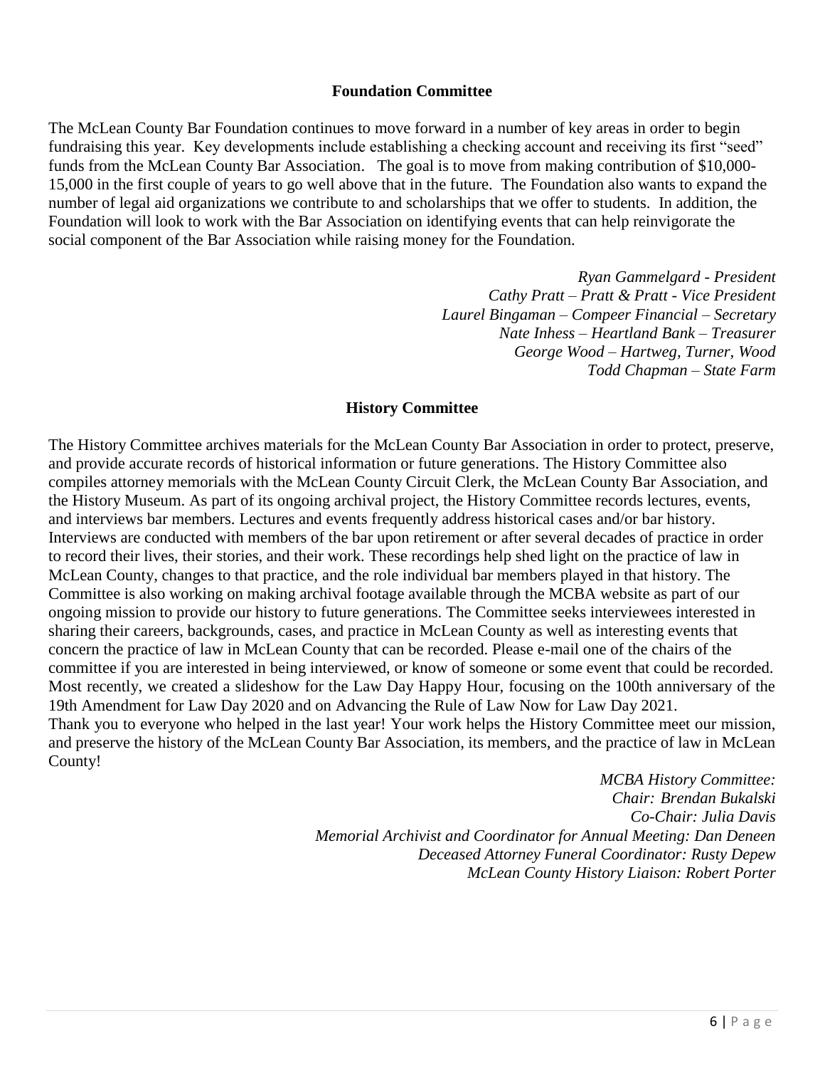## Foundation Committee

The McLean County Bar Foundation continues to move forward in a number of key areas in order to begin fundraising this year. Key developments include establishing a checking account and receiving its first "seed" funds from the McLean County Bar Association. The goal is to move from making contribution of $10,000-15,000 in the first couple of years to go well above that in the future. The Foundation also wants to expand the number of legal aid organizations we contribute to and scholarships that we offer to students. In addition, the Foundation will look to work with the Bar Association on identifying events that can help reinvigorate the social component of the Bar Association while raising money for the Foundation.

*Ryan Gammelgard - President*
*Cathy Pratt – Pratt & Pratt - Vice President*
*Laurel Bingaman – Compeer Financial – Secretary*
*Nate Inhess – Heartland Bank – Treasurer*
*George Wood – Hartweg, Turner, Wood*
*Todd Chapman – State Farm*

## History Committee

The History Committee archives materials for the McLean County Bar Association in order to protect, preserve, and provide accurate records of historical information or future generations. The History Committee also compiles attorney memorials with the McLean County Circuit Clerk, the McLean County Bar Association, and the History Museum. As part of its ongoing archival project, the History Committee records lectures, events, and interviews bar members. Lectures and events frequently address historical cases and/or bar history. Interviews are conducted with members of the bar upon retirement or after several decades of practice in order to record their lives, their stories, and their work. These recordings help shed light on the practice of law in McLean County, changes to that practice, and the role individual bar members played in that history. The Committee is also working on making archival footage available through the MCBA website as part of our ongoing mission to provide our history to future generations. The Committee seeks interviewees interested in sharing their careers, backgrounds, cases, and practice in McLean County as well as interesting events that concern the practice of law in McLean County that can be recorded. Please e-mail one of the chairs of the committee if you are interested in being interviewed, or know of someone or some event that could be recorded. Most recently, we created a slideshow for the Law Day Happy Hour, focusing on the 100th anniversary of the 19th Amendment for Law Day 2020 and on Advancing the Rule of Law Now for Law Day 2021.
Thank you to everyone who helped in the last year! Your work helps the History Committee meet our mission, and preserve the history of the McLean County Bar Association, its members, and the practice of law in McLean County!

*MCBA History Committee:*
*Chair: Brendan Bukalski*
*Co-Chair: Julia Davis*
*Memorial Archivist and Coordinator for Annual Meeting: Dan Deneen*
*Deceased Attorney Funeral Coordinator: Rusty Depew*
*McLean County History Liaison: Robert Porter*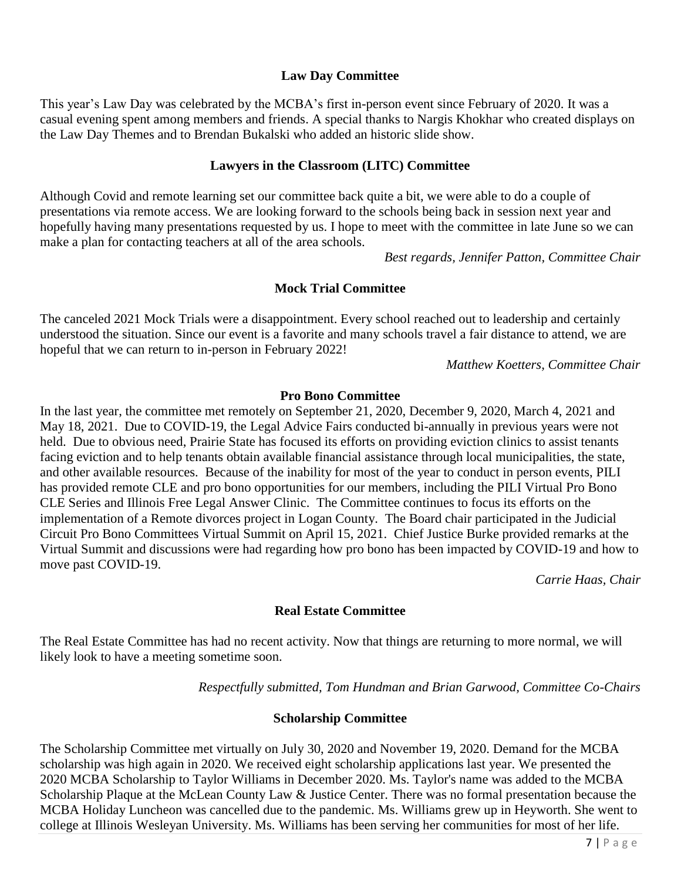### Law Day Committee

This year's Law Day was celebrated by the MCBA's first in-person event since February of 2020. It was a casual evening spent among members and friends. A special thanks to Nargis Khokhar who created displays on the Law Day Themes and to Brendan Bukalski who added an historic slide show.

### Lawyers in the Classroom (LITC) Committee

Although Covid and remote learning set our committee back quite a bit, we were able to do a couple of presentations via remote access. We are looking forward to the schools being back in session next year and hopefully having many presentations requested by us. I hope to meet with the committee in late June so we can make a plan for contacting teachers at all of the area schools.

*Best regards, Jennifer Patton, Committee Chair*

### Mock Trial Committee

The canceled 2021 Mock Trials were a disappointment. Every school reached out to leadership and certainly understood the situation. Since our event is a favorite and many schools travel a fair distance to attend, we are hopeful that we can return to in-person in February 2022!

*Matthew Koetters, Committee Chair*

### Pro Bono Committee

In the last year, the committee met remotely on September 21, 2020, December 9, 2020, March 4, 2021 and May 18, 2021. Due to COVID-19, the Legal Advice Fairs conducted bi-annually in previous years were not held. Due to obvious need, Prairie State has focused its efforts on providing eviction clinics to assist tenants facing eviction and to help tenants obtain available financial assistance through local municipalities, the state, and other available resources. Because of the inability for most of the year to conduct in person events, PILI has provided remote CLE and pro bono opportunities for our members, including the PILI Virtual Pro Bono CLE Series and Illinois Free Legal Answer Clinic. The Committee continues to focus its efforts on the implementation of a Remote divorces project in Logan County. The Board chair participated in the Judicial Circuit Pro Bono Committees Virtual Summit on April 15, 2021. Chief Justice Burke provided remarks at the Virtual Summit and discussions were had regarding how pro bono has been impacted by COVID-19 and how to move past COVID-19.

*Carrie Haas, Chair*

### Real Estate Committee

The Real Estate Committee has had no recent activity. Now that things are returning to more normal, we will likely look to have a meeting sometime soon.

*Respectfully submitted, Tom Hundman and Brian Garwood, Committee Co-Chairs*

### Scholarship Committee

The Scholarship Committee met virtually on July 30, 2020 and November 19, 2020. Demand for the MCBA scholarship was high again in 2020. We received eight scholarship applications last year. We presented the 2020 MCBA Scholarship to Taylor Williams in December 2020. Ms. Taylor's name was added to the MCBA Scholarship Plaque at the McLean County Law & Justice Center. There was no formal presentation because the MCBA Holiday Luncheon was cancelled due to the pandemic. Ms. Williams grew up in Heyworth. She went to college at Illinois Wesleyan University. Ms. Williams has been serving her communities for most of her life.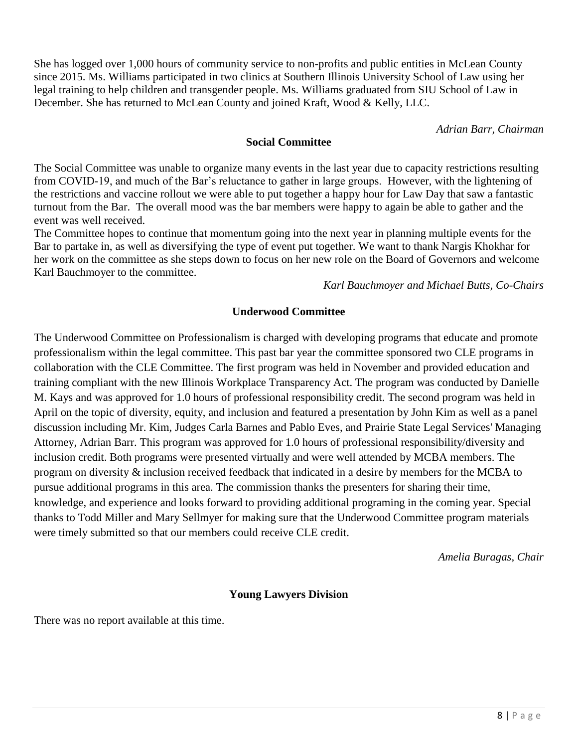She has logged over 1,000 hours of community service to non-profits and public entities in McLean County since 2015. Ms. Williams participated in two clinics at Southern Illinois University School of Law using her legal training to help children and transgender people. Ms. Williams graduated from SIU School of Law in December. She has returned to McLean County and joined Kraft, Wood & Kelly, LLC.

*Adrian Barr, Chairman*

**Social Committee**

The Social Committee was unable to organize many events in the last year due to capacity restrictions resulting from COVID-19, and much of the Bar's reluctance to gather in large groups. However, with the lightening of the restrictions and vaccine rollout we were able to put together a happy hour for Law Day that saw a fantastic turnout from the Bar. The overall mood was the bar members were happy to again be able to gather and the event was well received.

The Committee hopes to continue that momentum going into the next year in planning multiple events for the Bar to partake in, as well as diversifying the type of event put together. We want to thank Nargis Khokhar for her work on the committee as she steps down to focus on her new role on the Board of Governors and welcome Karl Bauchmoyer to the committee.

*Karl Bauchmoyer and Michael Butts, Co-Chairs*

**Underwood Committee**

The Underwood Committee on Professionalism is charged with developing programs that educate and promote professionalism within the legal committee. This past bar year the committee sponsored two CLE programs in collaboration with the CLE Committee. The first program was held in November and provided education and training compliant with the new Illinois Workplace Transparency Act. The program was conducted by Danielle M. Kays and was approved for 1.0 hours of professional responsibility credit. The second program was held in April on the topic of diversity, equity, and inclusion and featured a presentation by John Kim as well as a panel discussion including Mr. Kim, Judges Carla Barnes and Pablo Eves, and Prairie State Legal Services' Managing Attorney, Adrian Barr. This program was approved for 1.0 hours of professional responsibility/diversity and inclusion credit. Both programs were presented virtually and were well attended by MCBA members. The program on diversity & inclusion received feedback that indicated in a desire by members for the MCBA to pursue additional programs in this area. The commission thanks the presenters for sharing their time, knowledge, and experience and looks forward to providing additional programing in the coming year. Special thanks to Todd Miller and Mary Sellmyer for making sure that the Underwood Committee program materials were timely submitted so that our members could receive CLE credit.

*Amelia Buragas, Chair*

**Young Lawyers Division**

There was no report available at this time.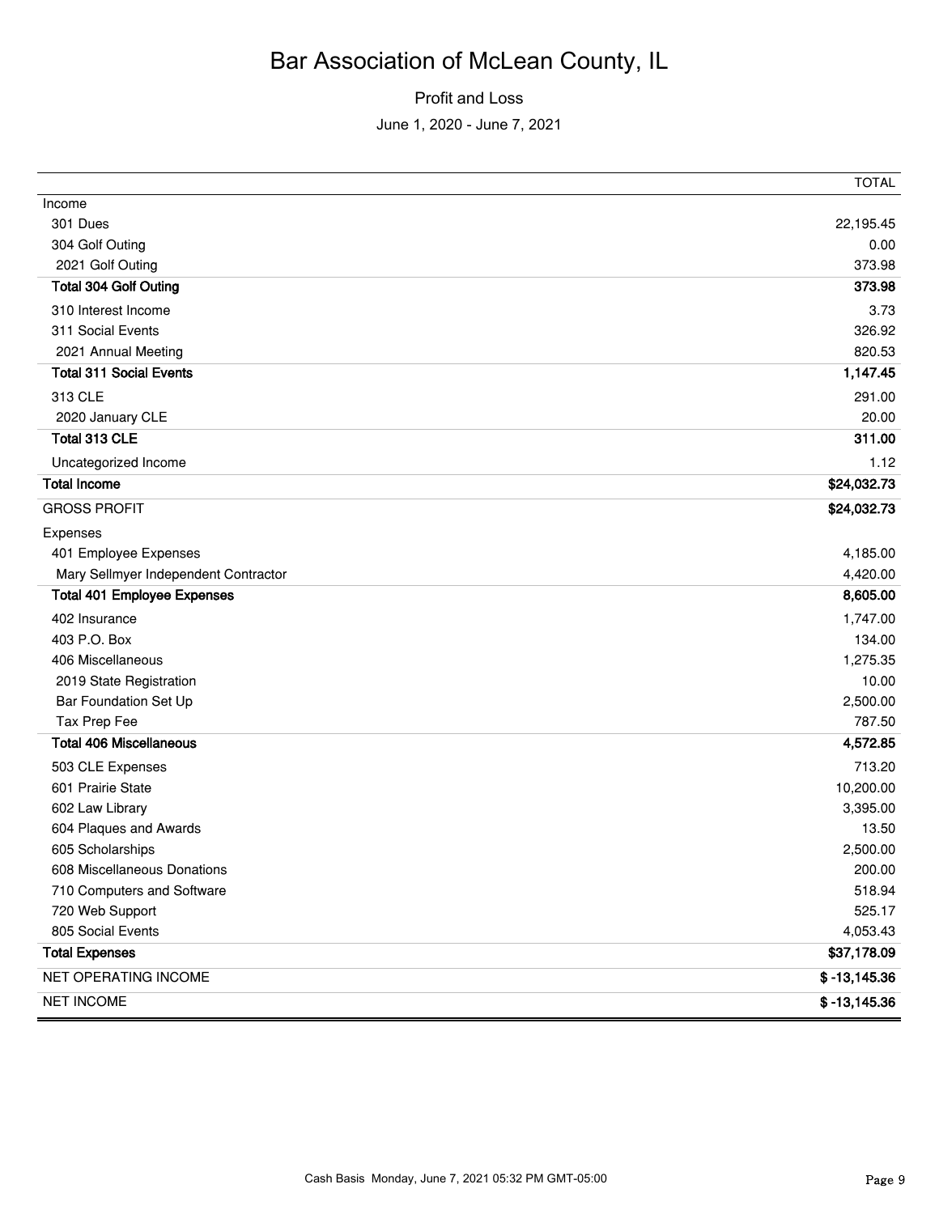# Bar Association of McLean County, IL

## Profit and Loss

June 1, 2020 - June 7, 2021

| | TOTAL |
|---|---|
| Income | |
| 301 Dues | 22,195.45 |
| 304 Golf Outing | 0.00 |
| 2021 Golf Outing | 373.98 |
| **Total 304 Golf Outing** | **373.98** |
| 310 Interest Income | 3.73 |
| 311 Social Events | 326.92 |
| 2021 Annual Meeting | 820.53 |
| **Total 311 Social Events** | **1,147.45** |
| 313 CLE | 291.00 |
| 2020 January CLE | 20.00 |
| **Total 313 CLE** | **311.00** |
| Uncategorized Income | 1.12 |
| **Total Income** | **$24,032.73** |
| GROSS PROFIT | **$24,032.73** |
| Expenses | |
| 401 Employee Expenses | 4,185.00 |
| Mary Sellmyer Independent Contractor | 4,420.00 |
| **Total 401 Employee Expenses** | **8,605.00** |
| 402 Insurance | 1,747.00 |
| 403 P.O. Box | 134.00 |
| 406 Miscellaneous | 1,275.35 |
| 2019 State Registration | 10.00 |
| Bar Foundation Set Up | 2,500.00 |
| Tax Prep Fee | 787.50 |
| **Total 406 Miscellaneous** | **4,572.85** |
| 503 CLE Expenses | 713.20 |
| 601 Prairie State | 10,200.00 |
| 602 Law Library | 3,395.00 |
| 604 Plaques and Awards | 13.50 |
| 605 Scholarships | 2,500.00 |
| 608 Miscellaneous Donations | 200.00 |
| 710 Computers and Software | 518.94 |
| 720 Web Support | 525.17 |
| 805 Social Events | 4,053.43 |
| **Total Expenses** | **$37,178.09** |
| NET OPERATING INCOME | **$ -13,145.36** |
| NET INCOME | **$ -13,145.36** |

Cash Basis Monday, June 7, 2021 05:32 PM GMT-05:00